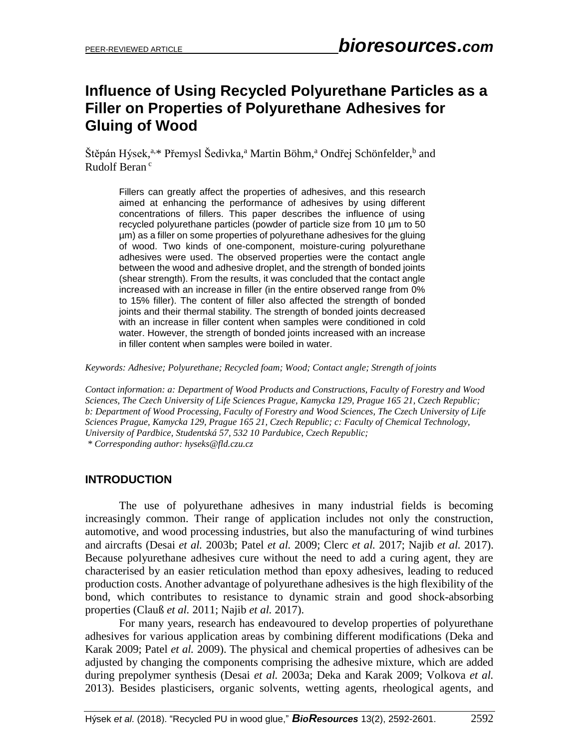PEER-REVIEWED ARTICLE **bioresources.com**

# Influence of Using Recycled Polyurethane Particles as a Filler on Properties of Polyurethane Adhesives for Gluing of Wood

Štěpán Hýsek,[a,*] Přemysl Šedivka,[a] Martin Böhm,[a] Ondřej Schönfelder,[b] and Rudolf Beran[c]

Fillers can greatly affect the properties of adhesives, and this research aimed at enhancing the performance of adhesives by using different concentrations of fillers. This paper describes the influence of using recycled polyurethane particles (powder of particle size from 10 µm to 50 µm) as a filler on some properties of polyurethane adhesives for the gluing of wood. Two kinds of one-component, moisture-curing polyurethane adhesives were used. The observed properties were the contact angle between the wood and adhesive droplet, and the strength of bonded joints (shear strength). From the results, it was concluded that the contact angle increased with an increase in filler (in the entire observed range from 0% to 15% filler). The content of filler also affected the strength of bonded joints and their thermal stability. The strength of bonded joints decreased with an increase in filler content when samples were conditioned in cold water. However, the strength of bonded joints increased with an increase in filler content when samples were boiled in water.

*Keywords: Adhesive; Polyurethane; Recycled foam; Wood; Contact angle; Strength of joints*

*Contact information: a: Department of Wood Products and Constructions, Faculty of Forestry and Wood Sciences, The Czech University of Life Sciences Prague, Kamycka 129, Prague 165 21, Czech Republic; b: Department of Wood Processing, Faculty of Forestry and Wood Sciences, The Czech University of Life Sciences Prague, Kamycka 129, Prague 165 21, Czech Republic; c: Faculty of Chemical Technology, University of Pardbice, Studentská 57, 532 10 Pardubice, Czech Republic;*
*\* Corresponding author: hyseks@fld.czu.cz*

## INTRODUCTION

The use of polyurethane adhesives in many industrial fields is becoming increasingly common. Their range of application includes not only the construction, automotive, and wood processing industries, but also the manufacturing of wind turbines and aircrafts (Desai *et al.* 2003b; Patel *et al.* 2009; Clerc *et al.* 2017; Najib *et al.* 2017). Because polyurethane adhesives cure without the need to add a curing agent, they are characterised by an easier reticulation method than epoxy adhesives, leading to reduced production costs. Another advantage of polyurethane adhesives is the high flexibility of the bond, which contributes to resistance to dynamic strain and good shock-absorbing properties (Clauß *et al.* 2011; Najib *et al.* 2017).

For many years, research has endeavoured to develop properties of polyurethane adhesives for various application areas by combining different modifications (Deka and Karak 2009; Patel *et al.* 2009). The physical and chemical properties of adhesives can be adjusted by changing the components comprising the adhesive mixture, which are added during prepolymer synthesis (Desai *et al.* 2003a; Deka and Karak 2009; Volkova *et al.* 2013). Besides plasticisers, organic solvents, wetting agents, rheological agents, and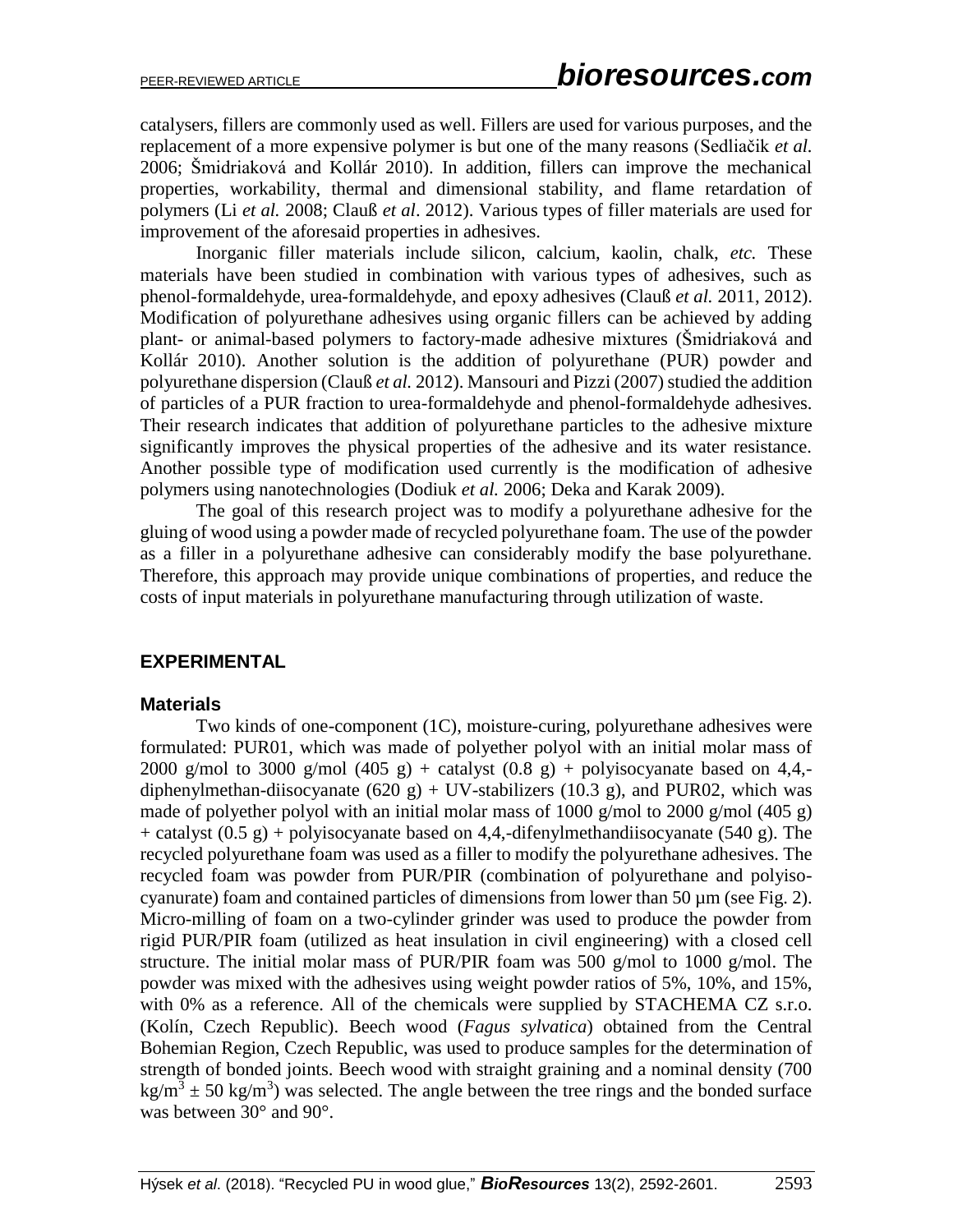catalysers, fillers are commonly used as well. Fillers are used for various purposes, and the replacement of a more expensive polymer is but one of the many reasons (Sedliačik *et al.* 2006; Šmidriaková and Kollár 2010). In addition, fillers can improve the mechanical properties, workability, thermal and dimensional stability, and flame retardation of polymers (Li *et al.* 2008; Clauß *et al*. 2012). Various types of filler materials are used for improvement of the aforesaid properties in adhesives.

Inorganic filler materials include silicon, calcium, kaolin, chalk, *etc.* These materials have been studied in combination with various types of adhesives, such as phenol-formaldehyde, urea-formaldehyde, and epoxy adhesives (Clauß *et al.* 2011, 2012). Modification of polyurethane adhesives using organic fillers can be achieved by adding plant- or animal-based polymers to factory-made adhesive mixtures (Šmidriaková and Kollár 2010). Another solution is the addition of polyurethane (PUR) powder and polyurethane dispersion (Clauß *et al.* 2012). Mansouri and Pizzi (2007) studied the addition of particles of a PUR fraction to urea-formaldehyde and phenol-formaldehyde adhesives. Their research indicates that addition of polyurethane particles to the adhesive mixture significantly improves the physical properties of the adhesive and its water resistance. Another possible type of modification used currently is the modification of adhesive polymers using nanotechnologies (Dodiuk *et al.* 2006; Deka and Karak 2009).

The goal of this research project was to modify a polyurethane adhesive for the gluing of wood using a powder made of recycled polyurethane foam. The use of the powder as a filler in a polyurethane adhesive can considerably modify the base polyurethane. Therefore, this approach may provide unique combinations of properties, and reduce the costs of input materials in polyurethane manufacturing through utilization of waste.

## EXPERIMENTAL

### Materials

Two kinds of one-component (1C), moisture-curing, polyurethane adhesives were formulated: PUR01, which was made of polyether polyol with an initial molar mass of 2000 g/mol to 3000 g/mol (405 g) + catalyst (0.8 g) + polyisocyanate based on 4,4,-diphenylmethan-diisocyanate (620 g) + UV-stabilizers (10.3 g), and PUR02, which was made of polyether polyol with an initial molar mass of 1000 g/mol to 2000 g/mol (405 g) + catalyst (0.5 g) + polyisocyanate based on 4,4,-difenylmethandiisocyanate (540 g). The recycled polyurethane foam was used as a filler to modify the polyurethane adhesives. The recycled foam was powder from PUR/PIR (combination of polyurethane and polyisocyanurate) foam and contained particles of dimensions from lower than 50 µm (see Fig. 2). Micro-milling of foam on a two-cylinder grinder was used to produce the powder from rigid PUR/PIR foam (utilized as heat insulation in civil engineering) with a closed cell structure. The initial molar mass of PUR/PIR foam was 500 g/mol to 1000 g/mol. The powder was mixed with the adhesives using weight powder ratios of 5%, 10%, and 15%, with 0% as a reference. All of the chemicals were supplied by STACHEMA CZ s.r.o. (Kolín, Czech Republic). Beech wood (*Fagus sylvatica*) obtained from the Central Bohemian Region, Czech Republic, was used to produce samples for the determination of strength of bonded joints. Beech wood with straight graining and a nominal density (700 $kg/m^3 \pm 50$ $kg/m^3$) was selected. The angle between the tree rings and the bonded surface was between 30° and 90°.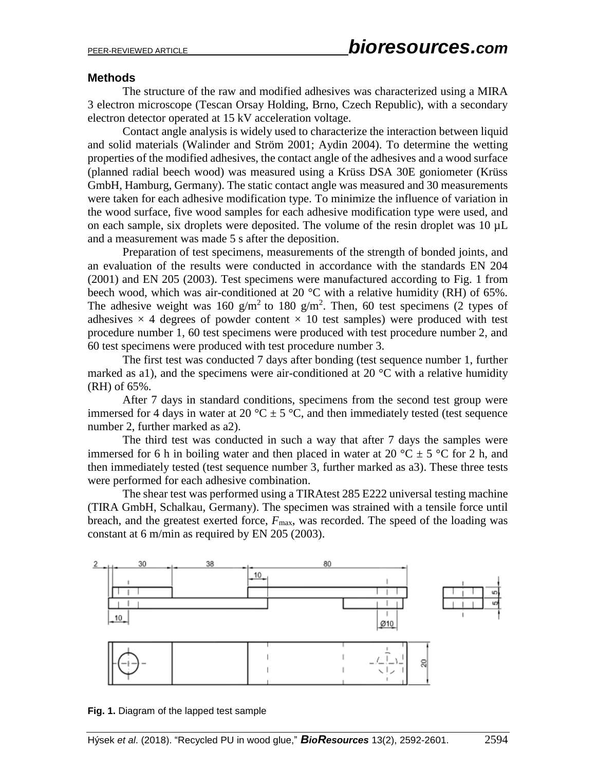### Methods

The structure of the raw and modified adhesives was characterized using a MIRA 3 electron microscope (Tescan Orsay Holding, Brno, Czech Republic), with a secondary electron detector operated at 15 kV acceleration voltage.

Contact angle analysis is widely used to characterize the interaction between liquid and solid materials (Walinder and Ström 2001; Aydin 2004). To determine the wetting properties of the modified adhesives, the contact angle of the adhesives and a wood surface (planned radial beech wood) was measured using a Krüss DSA 30E goniometer (Krüss GmbH, Hamburg, Germany). The static contact angle was measured and 30 measurements were taken for each adhesive modification type. To minimize the influence of variation in the wood surface, five wood samples for each adhesive modification type were used, and on each sample, six droplets were deposited. The volume of the resin droplet was 10 µL and a measurement was made 5 s after the deposition.

Preparation of test specimens, measurements of the strength of bonded joints, and an evaluation of the results were conducted in accordance with the standards EN 204 (2001) and EN 205 (2003). Test specimens were manufactured according to Fig. 1 from beech wood, which was air-conditioned at 20 °C with a relative humidity (RH) of 65%. The adhesive weight was 160 $g/m^2$ to 180 $g/m^2$. Then, 60 test specimens (2 types of adhesives × 4 degrees of powder content × 10 test samples) were produced with test procedure number 1, 60 test specimens were produced with test procedure number 2, and 60 test specimens were produced with test procedure number 3.

The first test was conducted 7 days after bonding (test sequence number 1, further marked as a1), and the specimens were air-conditioned at 20 °C with a relative humidity (RH) of 65%.

After 7 days in standard conditions, specimens from the second test group were immersed for 4 days in water at 20 °C ± 5 °C, and then immediately tested (test sequence number 2, further marked as a2).

The third test was conducted in such a way that after 7 days the samples were immersed for 6 h in boiling water and then placed in water at 20 °C ± 5 °C for 2 h, and then immediately tested (test sequence number 3, further marked as a3). These three tests were performed for each adhesive combination.

The shear test was performed using a TIRAtest 285 E222 universal testing machine (TIRA GmbH, Schalkau, Germany). The specimen was strained with a tensile force until breach, and the greatest exerted force, $F_{max}$, was recorded. The speed of the loading was constant at 6 m/min as required by EN 205 (2003).

**Fig. 1.** Diagram of the lapped test sample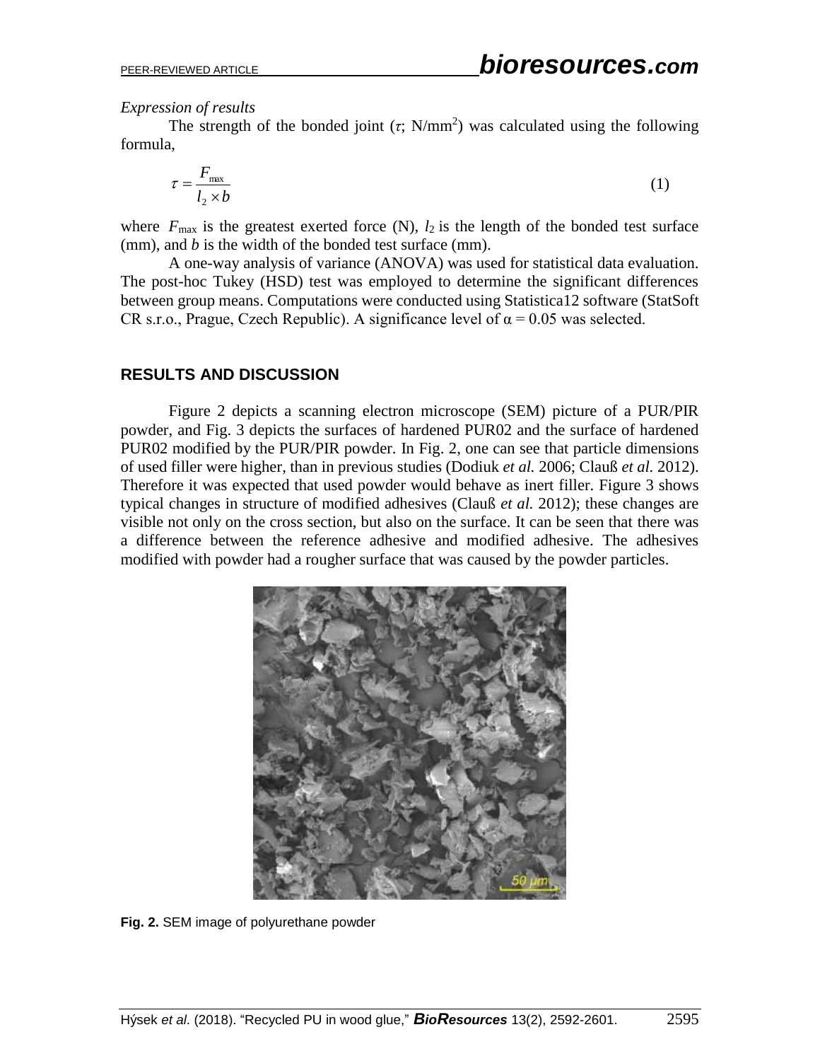*Expression of results*

The strength of the bonded joint ($\tau$; N/mm$^2$) was calculated using the following formula,

$$\tau = \frac{F_{max}}{l_2 \times b} \tag{1}$$

where $F_{max}$ is the greatest exerted force (N), $l_2$ is the length of the bonded test surface (mm), and $b$ is the width of the bonded test surface (mm).

A one-way analysis of variance (ANOVA) was used for statistical data evaluation. The post-hoc Tukey (HSD) test was employed to determine the significant differences between group means. Computations were conducted using Statistica12 software (StatSoft CR s.r.o., Prague, Czech Republic). A significance level of $\alpha = 0.05$ was selected.

## RESULTS AND DISCUSSION

Figure 2 depicts a scanning electron microscope (SEM) picture of a PUR/PIR powder, and Fig. 3 depicts the surfaces of hardened PUR02 and the surface of hardened PUR02 modified by the PUR/PIR powder. In Fig. 2, one can see that particle dimensions of used filler were higher, than in previous studies (Dodiuk *et al.* 2006; Clauß *et al.* 2012). Therefore it was expected that used powder would behave as inert filler. Figure 3 shows typical changes in structure of modified adhesives (Clauß *et al.* 2012); these changes are visible not only on the cross section, but also on the surface. It can be seen that there was a difference between the reference adhesive and modified adhesive. The adhesives modified with powder had a rougher surface that was caused by the powder particles.

**Fig. 2.** SEM image of polyurethane powder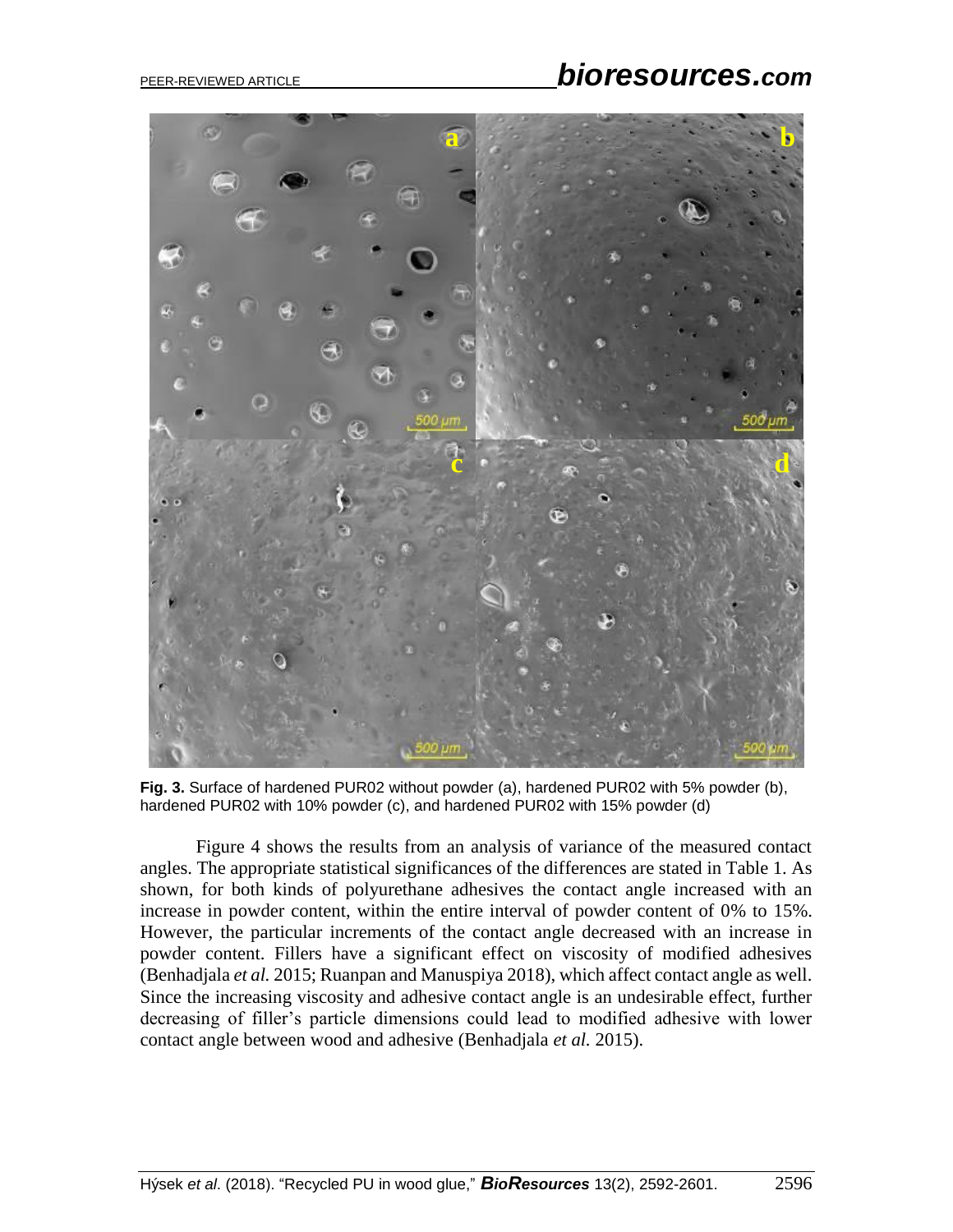**Fig. 3.** Surface of hardened PUR02 without powder (a), hardened PUR02 with 5% powder (b), hardened PUR02 with 10% powder (c), and hardened PUR02 with 15% powder (d)

Figure 4 shows the results from an analysis of variance of the measured contact angles. The appropriate statistical significances of the differences are stated in Table 1. As shown, for both kinds of polyurethane adhesives the contact angle increased with an increase in powder content, within the entire interval of powder content of 0% to 15%. However, the particular increments of the contact angle decreased with an increase in powder content. Fillers have a significant effect on viscosity of modified adhesives (Benhadjala *et al.* 2015; Ruanpan and Manuspiya 2018), which affect contact angle as well. Since the increasing viscosity and adhesive contact angle is an undesirable effect, further decreasing of filler's particle dimensions could lead to modified adhesive with lower contact angle between wood and adhesive (Benhadjala *et al.* 2015).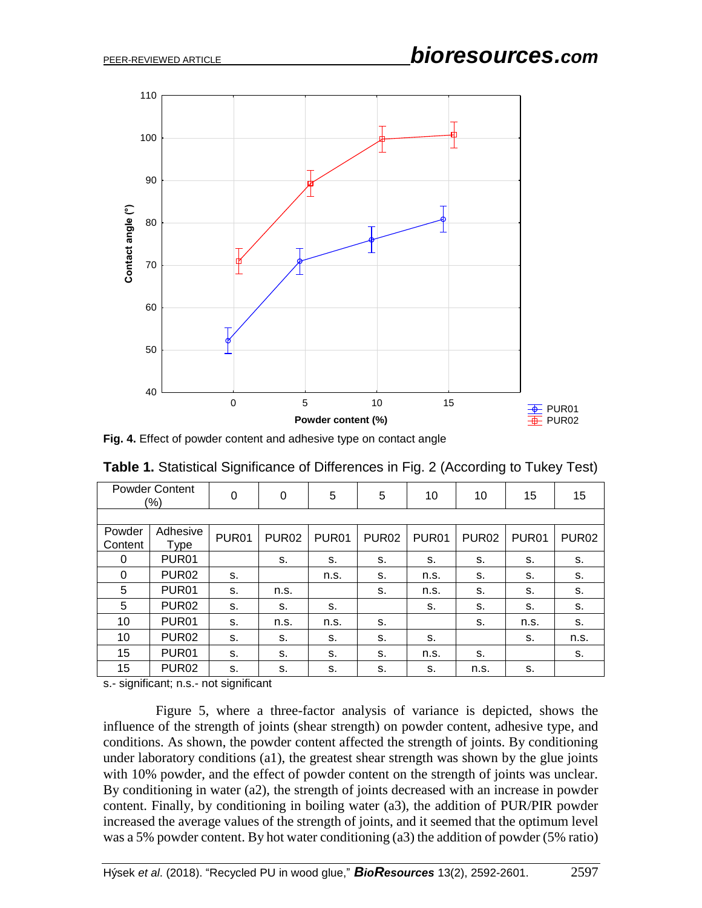**Fig. 4.** Effect of powder content and adhesive type on contact angle

**Table 1.** Statistical Significance of Differences in Fig. 2 (According to Tukey Test)

| Powder Content (%) | | 0 | 0 | 5 | 5 | 10 | 10 | 15 | 15 |
|---|---|---|---|---|---|---|---|---|---|
| Powder Content | Adhesive Type | PUR01 | PUR02 | PUR01 | PUR02 | PUR01 | PUR02 | PUR01 | PUR02 |
| 0 | PUR01 | | s. | s. | s. | s. | s. | s. | s. |
| 0 | PUR02 | s. | | n.s. | s. | n.s. | s. | s. | s. |
| 5 | PUR01 | s. | n.s. | | s. | n.s. | s. | s. | s. |
| 5 | PUR02 | s. | s. | s. | | s. | s. | s. | s. |
| 10 | PUR01 | s. | n.s. | n.s. | s. | | s. | n.s. | s. |
| 10 | PUR02 | s. | s. | s. | s. | s. | | s. | n.s. |
| 15 | PUR01 | s. | s. | s. | s. | n.s. | s. | | s. |
| 15 | PUR02 | s. | s. | s. | s. | s. | n.s. | s. | |

s.- significant; n.s.- not significant

Figure 5, where a three-factor analysis of variance is depicted, shows the influence of the strength of joints (shear strength) on powder content, adhesive type, and conditions. As shown, the powder content affected the strength of joints. By conditioning under laboratory conditions (a1), the greatest shear strength was shown by the glue joints with 10% powder, and the effect of powder content on the strength of joints was unclear. By conditioning in water (a2), the strength of joints decreased with an increase in powder content. Finally, by conditioning in boiling water (a3), the addition of PUR/PIR powder increased the average values of the strength of joints, and it seemed that the optimum level was a 5% powder content. By hot water conditioning (a3) the addition of powder (5% ratio)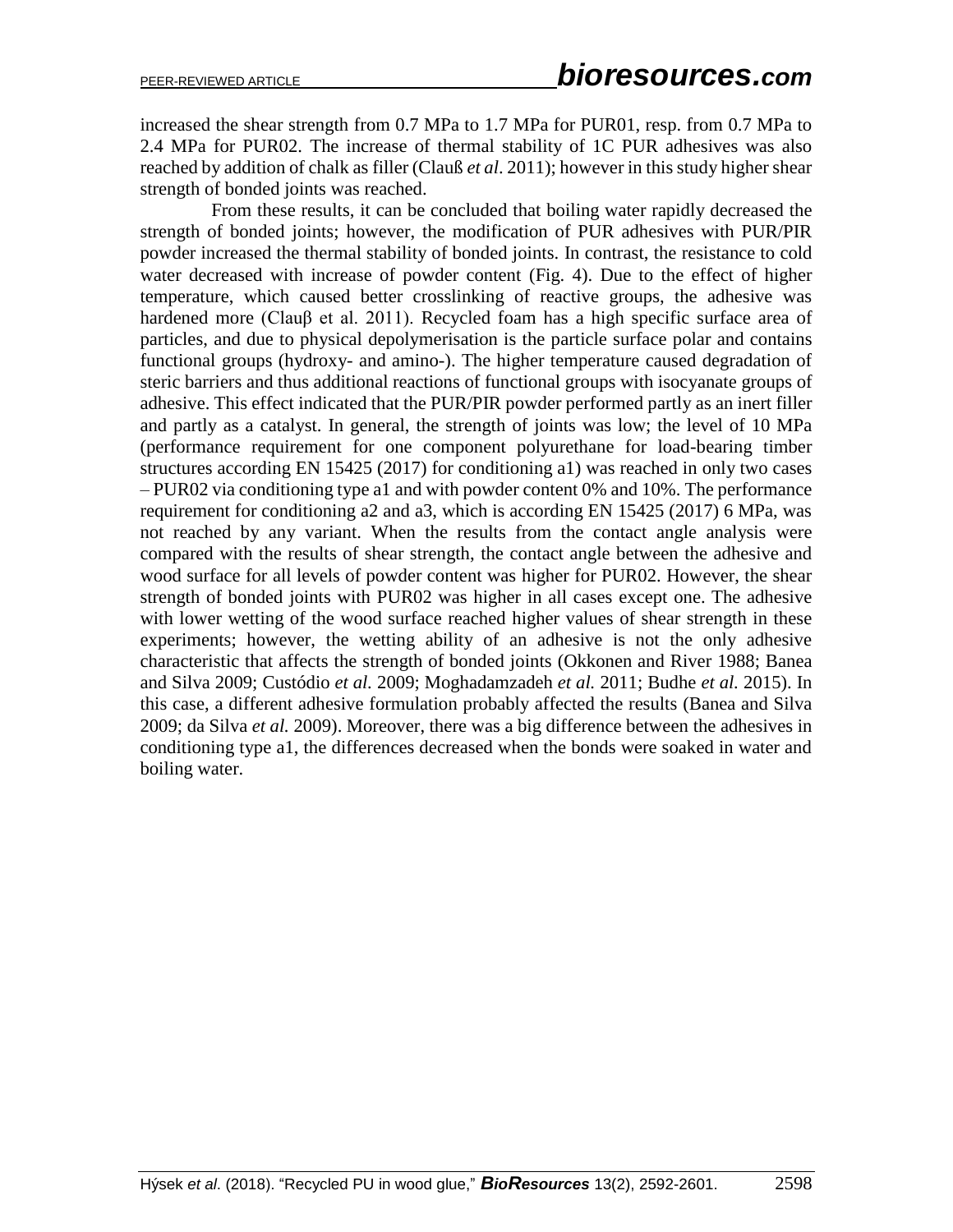increased the shear strength from 0.7 MPa to 1.7 MPa for PUR01, resp. from 0.7 MPa to 2.4 MPa for PUR02. The increase of thermal stability of 1C PUR adhesives was also reached by addition of chalk as filler (Clauß *et al*. 2011); however in this study higher shear strength of bonded joints was reached.

From these results, it can be concluded that boiling water rapidly decreased the strength of bonded joints; however, the modification of PUR adhesives with PUR/PIR powder increased the thermal stability of bonded joints. In contrast, the resistance to cold water decreased with increase of powder content (Fig. 4). Due to the effect of higher temperature, which caused better crosslinking of reactive groups, the adhesive was hardened more (Clauβ et al. 2011). Recycled foam has a high specific surface area of particles, and due to physical depolymerisation is the particle surface polar and contains functional groups (hydroxy- and amino-). The higher temperature caused degradation of steric barriers and thus additional reactions of functional groups with isocyanate groups of adhesive. This effect indicated that the PUR/PIR powder performed partly as an inert filler and partly as a catalyst. In general, the strength of joints was low; the level of 10 MPa (performance requirement for one component polyurethane for load-bearing timber structures according EN 15425 (2017) for conditioning a1) was reached in only two cases – PUR02 via conditioning type a1 and with powder content 0% and 10%. The performance requirement for conditioning a2 and a3, which is according EN 15425 (2017) 6 MPa, was not reached by any variant. When the results from the contact angle analysis were compared with the results of shear strength, the contact angle between the adhesive and wood surface for all levels of powder content was higher for PUR02. However, the shear strength of bonded joints with PUR02 was higher in all cases except one. The adhesive with lower wetting of the wood surface reached higher values of shear strength in these experiments; however, the wetting ability of an adhesive is not the only adhesive characteristic that affects the strength of bonded joints (Okkonen and River 1988; Banea and Silva 2009; Custódio *et al.* 2009; Moghadamzadeh *et al.* 2011; Budhe *et al.* 2015). In this case, a different adhesive formulation probably affected the results (Banea and Silva 2009; da Silva *et al.* 2009). Moreover, there was a big difference between the adhesives in conditioning type a1, the differences decreased when the bonds were soaked in water and boiling water.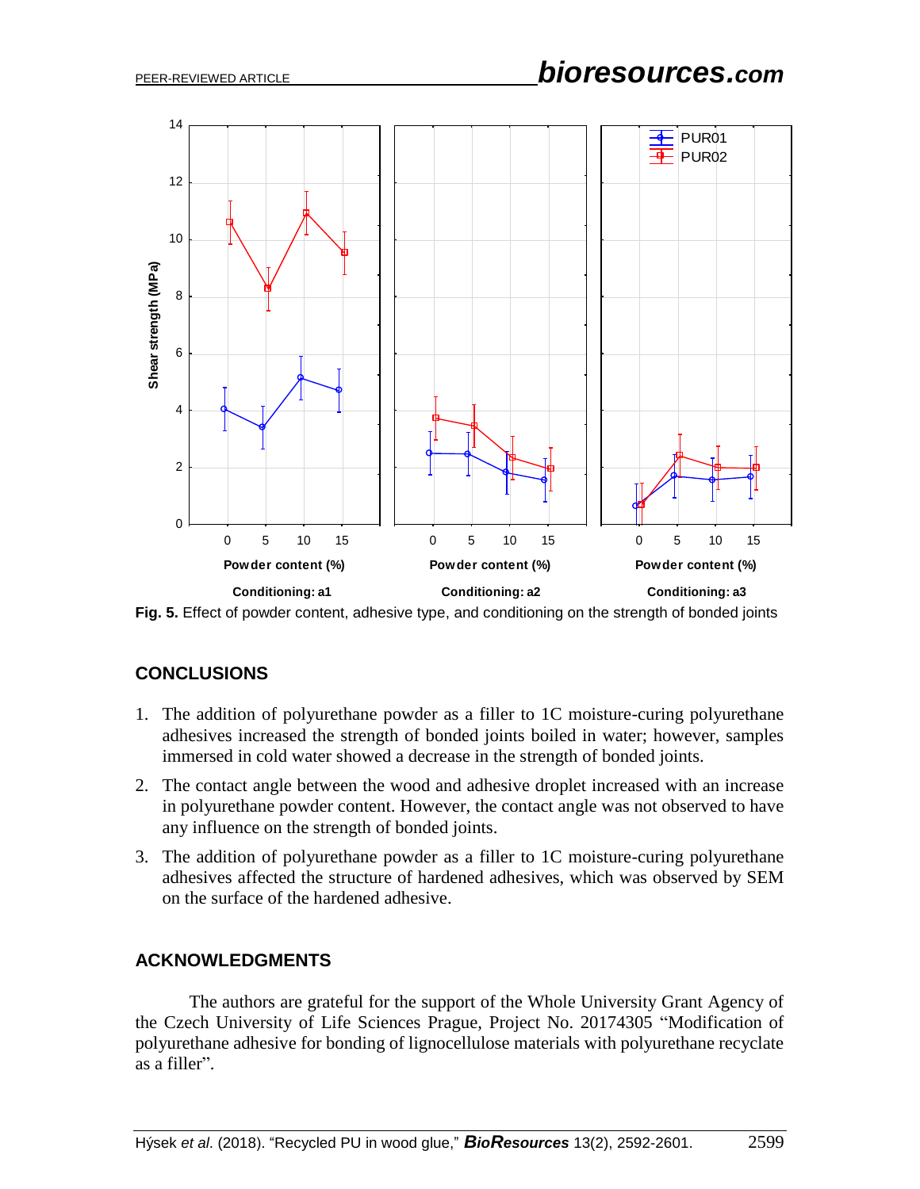**Fig. 5.** Effect of powder content, adhesive type, and conditioning on the strength of bonded joints

## CONCLUSIONS

1. The addition of polyurethane powder as a filler to 1C moisture-curing polyurethane adhesives increased the strength of bonded joints boiled in water; however, samples immersed in cold water showed a decrease in the strength of bonded joints.
2. The contact angle between the wood and adhesive droplet increased with an increase in polyurethane powder content. However, the contact angle was not observed to have any influence on the strength of bonded joints.
3. The addition of polyurethane powder as a filler to 1C moisture-curing polyurethane adhesives affected the structure of hardened adhesives, which was observed by SEM on the surface of the hardened adhesive.

## ACKNOWLEDGMENTS

The authors are grateful for the support of the Whole University Grant Agency of the Czech University of Life Sciences Prague, Project No. 20174305 "Modification of polyurethane adhesive for bonding of lignocellulose materials with polyurethane recyclate as a filler".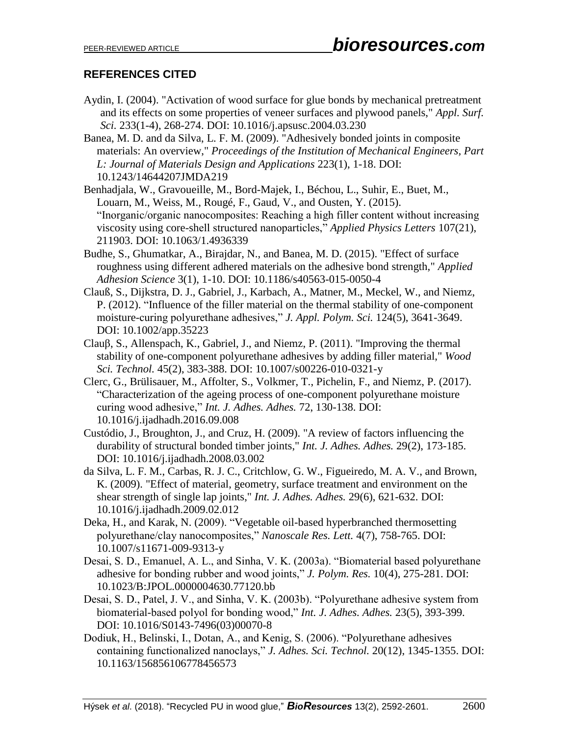## REFERENCES CITED

Aydin, I. (2004). "Activation of wood surface for glue bonds by mechanical pretreatment and its effects on some properties of veneer surfaces and plywood panels," *Appl. Surf. Sci.* 233(1-4), 268-274. DOI: 10.1016/j.apsusc.2004.03.230

Banea, M. D. and da Silva, L. F. M. (2009). "Adhesively bonded joints in composite materials: An overview," *Proceedings of the Institution of Mechanical Engineers, Part L: Journal of Materials Design and Applications* 223(1), 1-18. DOI: 10.1243/14644207JMDA219

Benhadjala, W., Gravoueille, M., Bord-Majek, I., Béchou, L., Suhir, E., Buet, M., Louarn, M., Weiss, M., Rougé, F., Gaud, V., and Ousten, Y. (2015). "Inorganic/organic nanocomposites: Reaching a high filler content without increasing viscosity using core-shell structured nanoparticles," *Applied Physics Letters* 107(21), 211903. DOI: 10.1063/1.4936339

Budhe, S., Ghumatkar, A., Birajdar, N., and Banea, M. D. (2015). "Effect of surface roughness using different adhered materials on the adhesive bond strength," *Applied Adhesion Science* 3(1), 1-10. DOI: 10.1186/s40563-015-0050-4

Clauß, S., Dijkstra, D. J., Gabriel, J., Karbach, A., Matner, M., Meckel, W., and Niemz, P. (2012). "Influence of the filler material on the thermal stability of one-component moisture-curing polyurethane adhesives," *J. Appl. Polym. Sci.* 124(5), 3641-3649. DOI: 10.1002/app.35223

Clauβ, S., Allenspach, K., Gabriel, J., and Niemz, P. (2011). "Improving the thermal stability of one-component polyurethane adhesives by adding filler material," *Wood Sci. Technol.* 45(2), 383-388. DOI: 10.1007/s00226-010-0321-y

Clerc, G., Brülisauer, M., Affolter, S., Volkmer, T., Pichelin, F., and Niemz, P. (2017). "Characterization of the ageing process of one-component polyurethane moisture curing wood adhesive," *Int. J. Adhes. Adhes.* 72, 130-138. DOI: 10.1016/j.ijadhadh.2016.09.008

Custódio, J., Broughton, J., and Cruz, H. (2009). "A review of factors influencing the durability of structural bonded timber joints," *Int. J. Adhes. Adhes.* 29(2), 173-185. DOI: 10.1016/j.ijadhadh.2008.03.002

da Silva, L. F. M., Carbas, R. J. C., Critchlow, G. W., Figueiredo, M. A. V., and Brown, K. (2009). "Effect of material, geometry, surface treatment and environment on the shear strength of single lap joints," *Int. J. Adhes. Adhes.* 29(6), 621-632. DOI: 10.1016/j.ijadhadh.2009.02.012

Deka, H., and Karak, N. (2009). "Vegetable oil-based hyperbranched thermosetting polyurethane/clay nanocomposites," *Nanoscale Res. Lett.* 4(7), 758-765. DOI: 10.1007/s11671-009-9313-y

Desai, S. D., Emanuel, A. L., and Sinha, V. K. (2003a). "Biomaterial based polyurethane adhesive for bonding rubber and wood joints," *J. Polym. Res.* 10(4), 275-281. DOI: 10.1023/B:JPOL.0000004630.77120.bb

Desai, S. D., Patel, J. V., and Sinha, V. K. (2003b). "Polyurethane adhesive system from biomaterial-based polyol for bonding wood," *Int. J. Adhes. Adhes.* 23(5), 393-399. DOI: 10.1016/S0143-7496(03)00070-8

Dodiuk, H., Belinski, I., Dotan, A., and Kenig, S. (2006). "Polyurethane adhesives containing functionalized nanoclays," *J. Adhes. Sci. Technol.* 20(12), 1345-1355. DOI: 10.1163/156856106778456573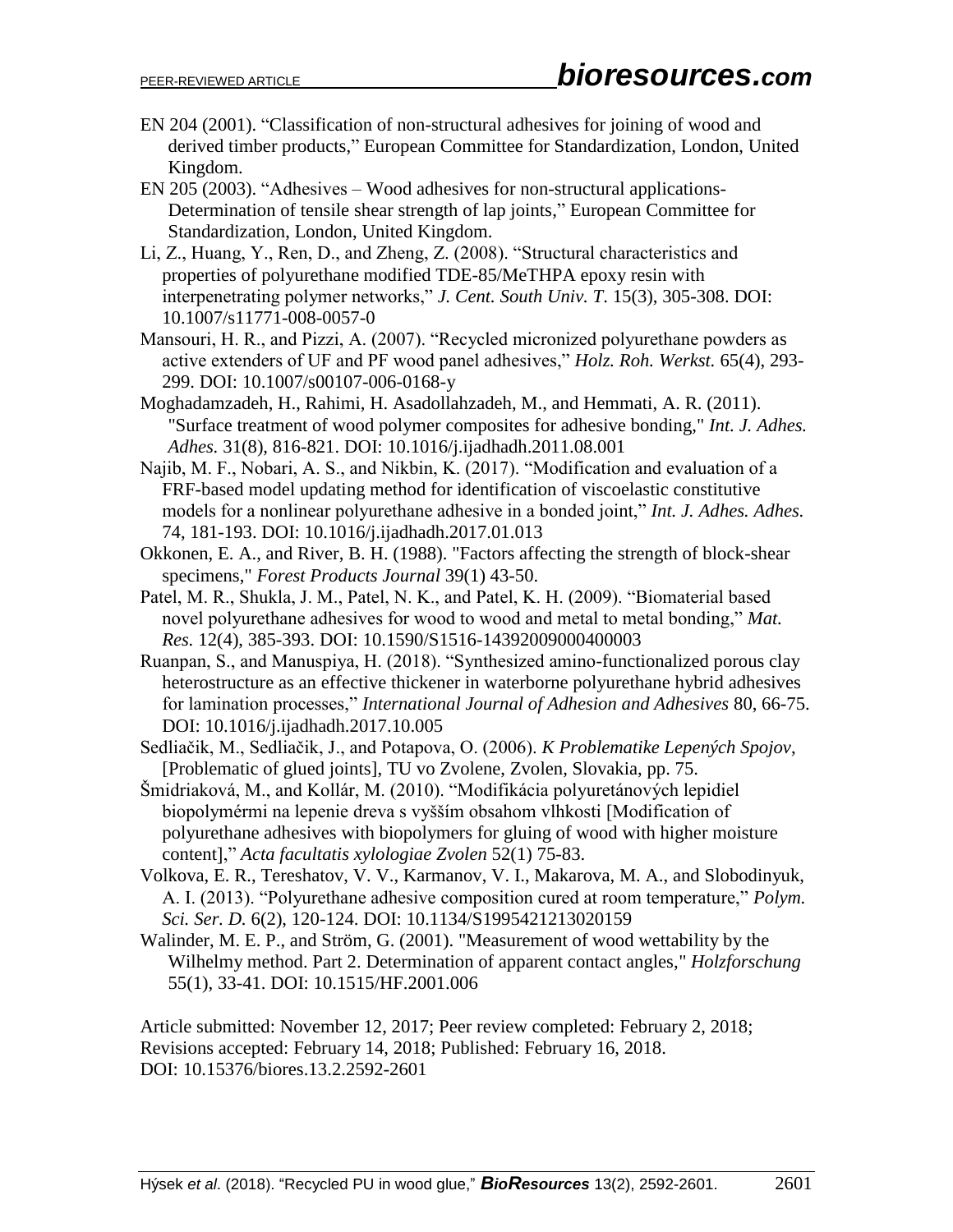EN 204 (2001). “Classification of non-structural adhesives for joining of wood and derived timber products,” European Committee for Standardization, London, United Kingdom.

EN 205 (2003). “Adhesives – Wood adhesives for non-structural applications- Determination of tensile shear strength of lap joints,” European Committee for Standardization, London, United Kingdom.

Li, Z., Huang, Y., Ren, D., and Zheng, Z. (2008). “Structural characteristics and properties of polyurethane modified TDE-85/MeTHPA epoxy resin with interpenetrating polymer networks,” *J. Cent. South Univ. T*. 15(3), 305-308. DOI: 10.1007/s11771-008-0057-0

Mansouri, H. R., and Pizzi, A. (2007). “Recycled micronized polyurethane powders as active extenders of UF and PF wood panel adhesives,” *Holz. Roh. Werkst.* 65(4), 293-299. DOI: 10.1007/s00107-006-0168-y

Moghadamzadeh, H., Rahimi, H. Asadollahzadeh, M., and Hemmati, A. R. (2011). "Surface treatment of wood polymer composites for adhesive bonding," *Int. J. Adhes. Adhes.* 31(8), 816-821. DOI: 10.1016/j.ijadhadh.2011.08.001

Najib, M. F., Nobari, A. S., and Nikbin, K. (2017). “Modification and evaluation of a FRF-based model updating method for identification of viscoelastic constitutive models for a nonlinear polyurethane adhesive in a bonded joint,” *Int. J. Adhes. Adhes.* 74, 181-193. DOI: 10.1016/j.ijadhadh.2017.01.013

Okkonen, E. A., and River, B. H. (1988). "Factors affecting the strength of block-shear specimens," *Forest Products Journal* 39(1) 43-50.

Patel, M. R., Shukla, J. M., Patel, N. K., and Patel, K. H. (2009). “Biomaterial based novel polyurethane adhesives for wood to wood and metal to metal bonding,” *Mat. Res.* 12(4), 385-393. DOI: 10.1590/S1516-14392009000400003

Ruanpan, S., and Manuspiya, H. (2018). “Synthesized amino-functionalized porous clay heterostructure as an effective thickener in waterborne polyurethane hybrid adhesives for lamination processes,” *International Journal of Adhesion and Adhesives* 80, 66-75. DOI: 10.1016/j.ijadhadh.2017.10.005

Sedliačik, M., Sedliačik, J., and Potapova, O. (2006). *K Problematike Lepených Spojov*, [Problematic of glued joints], TU vo Zvolene, Zvolen, Slovakia, pp. 75.

Šmidriaková, M., and Kollár, M. (2010). “Modifikácia polyuretánových lepidiel biopolymérmi na lepenie dreva s vyšším obsahom vlhkosti [Modification of polyurethane adhesives with biopolymers for gluing of wood with higher moisture content],” *Acta facultatis xylologiae Zvolen* 52(1) 75-83.

Volkova, E. R., Tereshatov, V. V., Karmanov, V. I., Makarova, M. A., and Slobodinyuk, A. I. (2013). “Polyurethane adhesive composition cured at room temperature,” *Polym. Sci. Ser. D.* 6(2), 120-124. DOI: 10.1134/S1995421213020159

Walinder, M. E. P., and Ström, G. (2001). "Measurement of wood wettability by the Wilhelmy method. Part 2. Determination of apparent contact angles," *Holzforschung* 55(1), 33-41. DOI: 10.1515/HF.2001.006

Article submitted: November 12, 2017; Peer review completed: February 2, 2018; Revisions accepted: February 14, 2018; Published: February 16, 2018.
DOI: 10.15376/biores.13.2.2592-2601